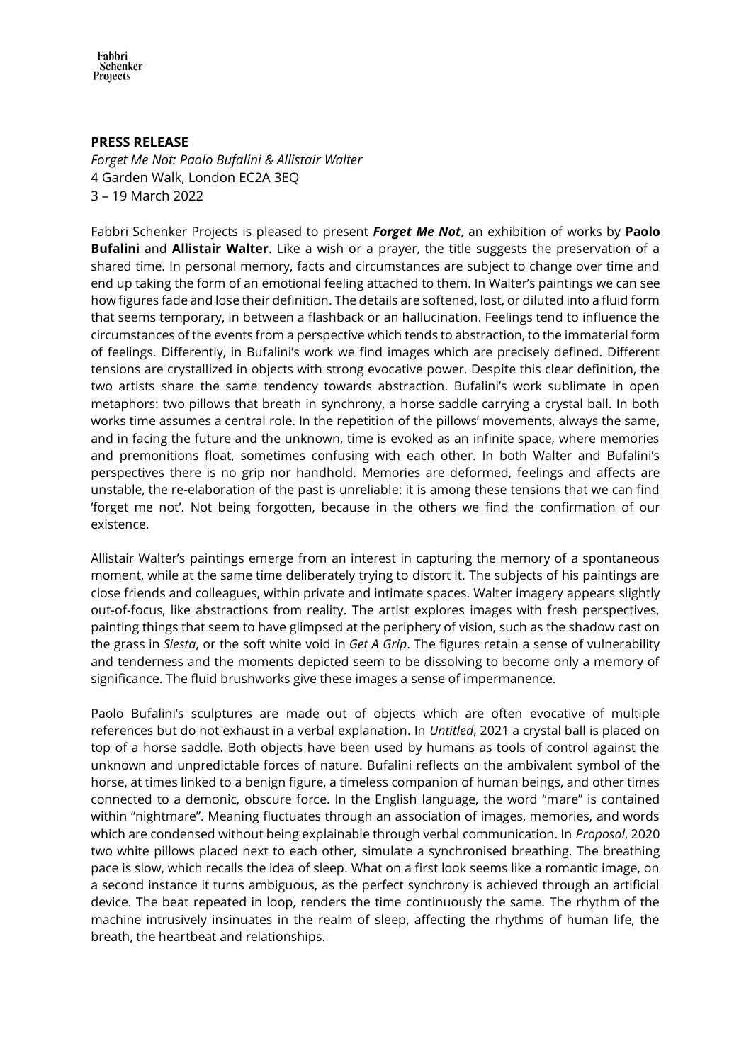Fabbri Schenker Projects

**PRESS RELEASE**

*Forget Me Not: Paolo Bufalini & Allistair Walter*
4 Garden Walk, London EC2A 3EQ
3 – 19 March 2022

Fabbri Schenker Projects is pleased to present ***Forget Me Not***, an exhibition of works by **Paolo Bufalini** and **Allistair Walter**. Like a wish or a prayer, the title suggests the preservation of a shared time. In personal memory, facts and circumstances are subject to change over time and end up taking the form of an emotional feeling attached to them. In Walter's paintings we can see how figures fade and lose their definition. The details are softened, lost, or diluted into a fluid form that seems temporary, in between a flashback or an hallucination. Feelings tend to influence the circumstances of the events from a perspective which tends to abstraction, to the immaterial form of feelings. Differently, in Bufalini's work we find images which are precisely defined. Different tensions are crystallized in objects with strong evocative power. Despite this clear definition, the two artists share the same tendency towards abstraction. Bufalini's work sublimate in open metaphors: two pillows that breath in synchrony, a horse saddle carrying a crystal ball. In both works time assumes a central role. In the repetition of the pillows' movements, always the same, and in facing the future and the unknown, time is evoked as an infinite space, where memories and premonitions float, sometimes confusing with each other. In both Walter and Bufalini's perspectives there is no grip nor handhold. Memories are deformed, feelings and affects are unstable, the re-elaboration of the past is unreliable: it is among these tensions that we can find 'forget me not'. Not being forgotten, because in the others we find the confirmation of our existence.

Allistair Walter's paintings emerge from an interest in capturing the memory of a spontaneous moment, while at the same time deliberately trying to distort it. The subjects of his paintings are close friends and colleagues, within private and intimate spaces. Walter imagery appears slightly out-of-focus, like abstractions from reality. The artist explores images with fresh perspectives, painting things that seem to have glimpsed at the periphery of vision, such as the shadow cast on the grass in *Siesta*, or the soft white void in *Get A Grip*. The figures retain a sense of vulnerability and tenderness and the moments depicted seem to be dissolving to become only a memory of significance. The fluid brushworks give these images a sense of impermanence.

Paolo Bufalini's sculptures are made out of objects which are often evocative of multiple references but do not exhaust in a verbal explanation. In *Untitled*, 2021 a crystal ball is placed on top of a horse saddle. Both objects have been used by humans as tools of control against the unknown and unpredictable forces of nature. Bufalini reflects on the ambivalent symbol of the horse, at times linked to a benign figure, a timeless companion of human beings, and other times connected to a demonic, obscure force. In the English language, the word "mare" is contained within "nightmare". Meaning fluctuates through an association of images, memories, and words which are condensed without being explainable through verbal communication. In *Proposal*, 2020 two white pillows placed next to each other, simulate a synchronised breathing. The breathing pace is slow, which recalls the idea of sleep. What on a first look seems like a romantic image, on a second instance it turns ambiguous, as the perfect synchrony is achieved through an artificial device. The beat repeated in loop, renders the time continuously the same. The rhythm of the machine intrusively insinuates in the realm of sleep, affecting the rhythms of human life, the breath, the heartbeat and relationships.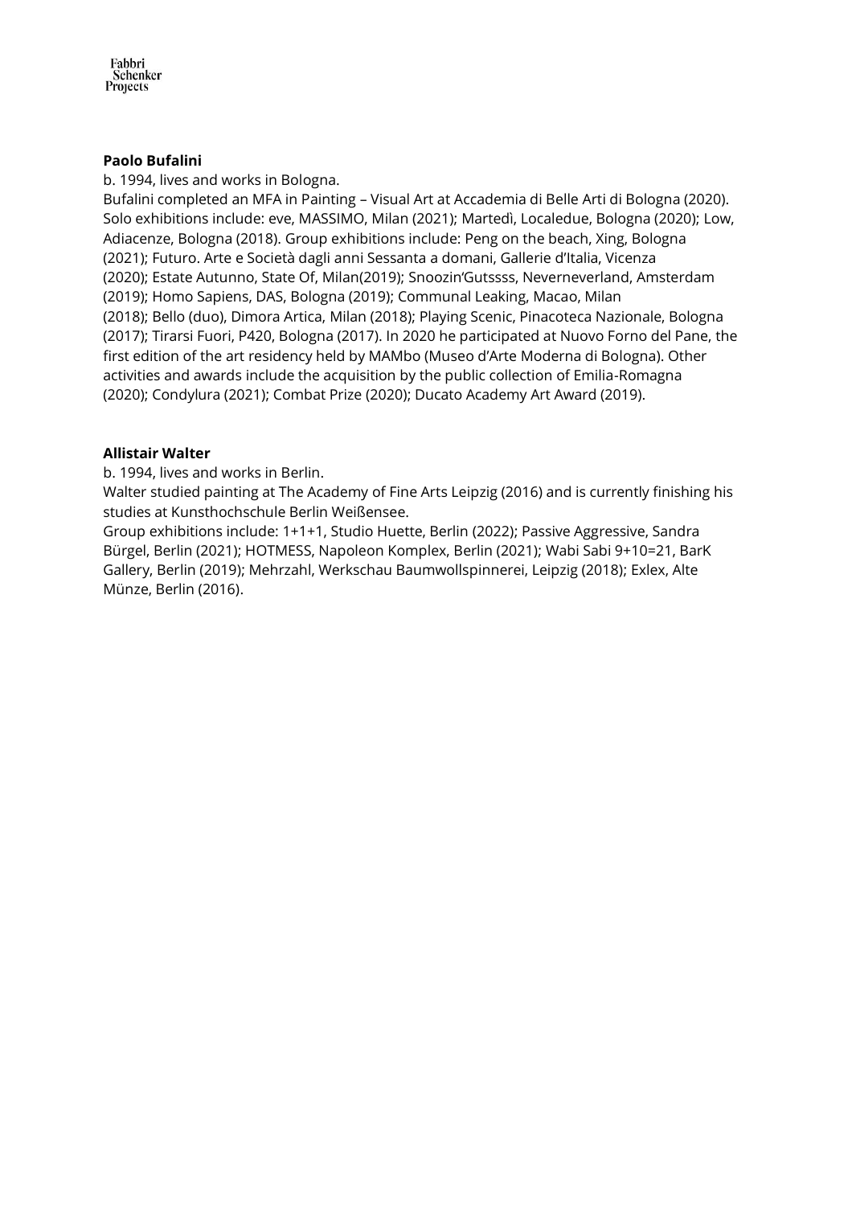**Paolo Bufalini**

b. 1994, lives and works in Bologna.

Bufalini completed an MFA in Painting – Visual Art at Accademia di Belle Arti di Bologna (2020). Solo exhibitions include: eve, MASSIMO, Milan (2021); Martedì, Localedue, Bologna (2020); Low, Adiacenze, Bologna (2018). Group exhibitions include: Peng on the beach, Xing, Bologna (2021); Futuro. Arte e Società dagli anni Sessanta a domani, Gallerie d'Italia, Vicenza (2020); Estate Autunno, State Of, Milan(2019); Snoozin'Gutssss, Neverneverland, Amsterdam (2019); Homo Sapiens, DAS, Bologna (2019); Communal Leaking, Macao, Milan (2018); Bello (duo), Dimora Artica, Milan (2018); Playing Scenic, Pinacoteca Nazionale, Bologna (2017); Tirarsi Fuori, P420, Bologna (2017). In 2020 he participated at Nuovo Forno del Pane, the first edition of the art residency held by MAMbo (Museo d'Arte Moderna di Bologna). Other activities and awards include the acquisition by the public collection of Emilia-Romagna (2020); Condylura (2021); Combat Prize (2020); Ducato Academy Art Award (2019).

**Allistair Walter**

b. 1994, lives and works in Berlin.

Walter studied painting at The Academy of Fine Arts Leipzig (2016) and is currently finishing his studies at Kunsthochschule Berlin Weißensee.

Group exhibitions include: 1+1+1, Studio Huette, Berlin (2022); Passive Aggressive, Sandra Bürgel, Berlin (2021); HOTMESS, Napoleon Komplex, Berlin (2021); Wabi Sabi 9+10=21, BarK Gallery, Berlin (2019); Mehrzahl, Werkschau Baumwollspinnerei, Leipzig (2018); Exlex, Alte Münze, Berlin (2016).